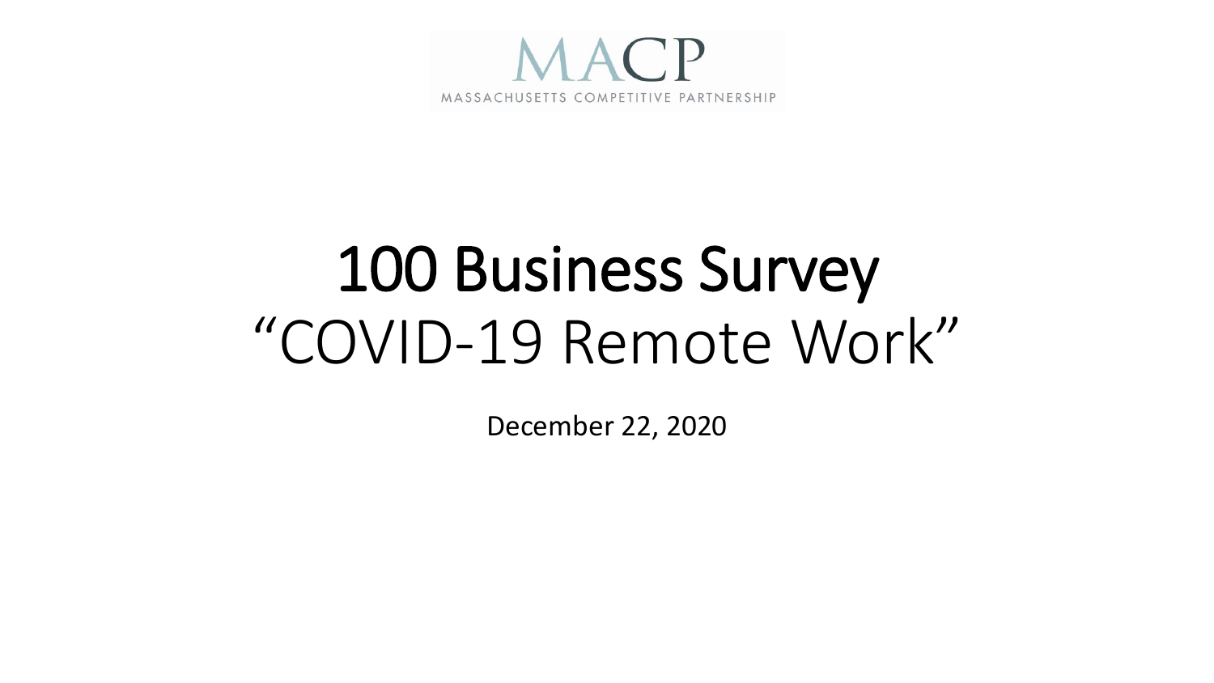MACP

MASSACHUSETTS COMPETITIVE PARTNERSHIP

# 100 Business Survey

## "COVID-19 Remote Work"

December 22, 2020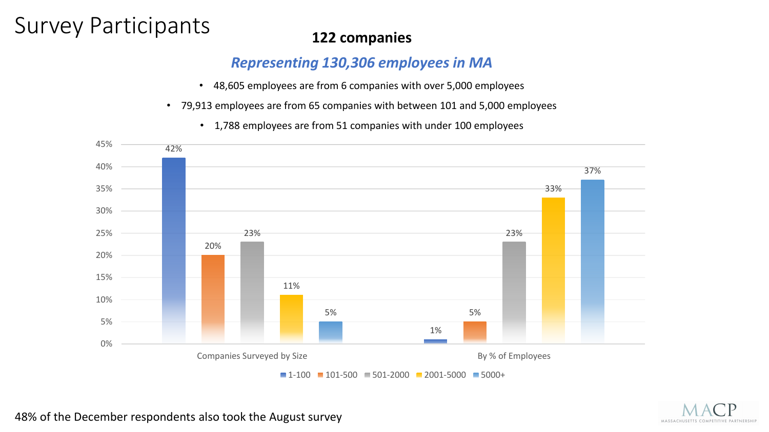# Survey Participants

**122 companies**

***Representing 130,306 employees in MA***

- 48,605 employees are from 6 companies with over 5,000 employees
- 79,913 employees are from 65 companies with between 101 and 5,000 employees
- 1,788 employees are from 51 companies with under 100 employees

| | 1-100 | 101-500 | 501-2000 | 2001-5000 | 5000+ |
|---|---|---|---|---|---|
| Companies Surveyed by Size | 42% | 20% | 23% | 11% | 5% |
| By % of Employees | 1% | 5% | 23% | 33% | 37% |

48% of the December respondents also took the August survey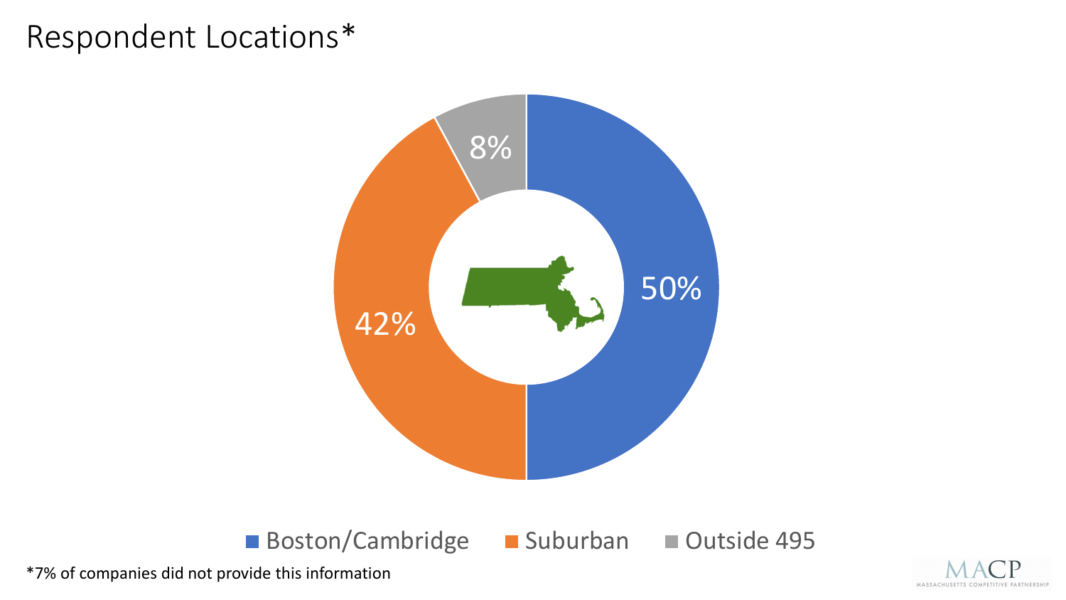# Respondent Locations*

| Location | Percentage |
| --- | --- |
| Boston/Cambridge | 50% |
| Suburban | 42% |
| Outside 495 | 8% |

*7% of companies did not provide this information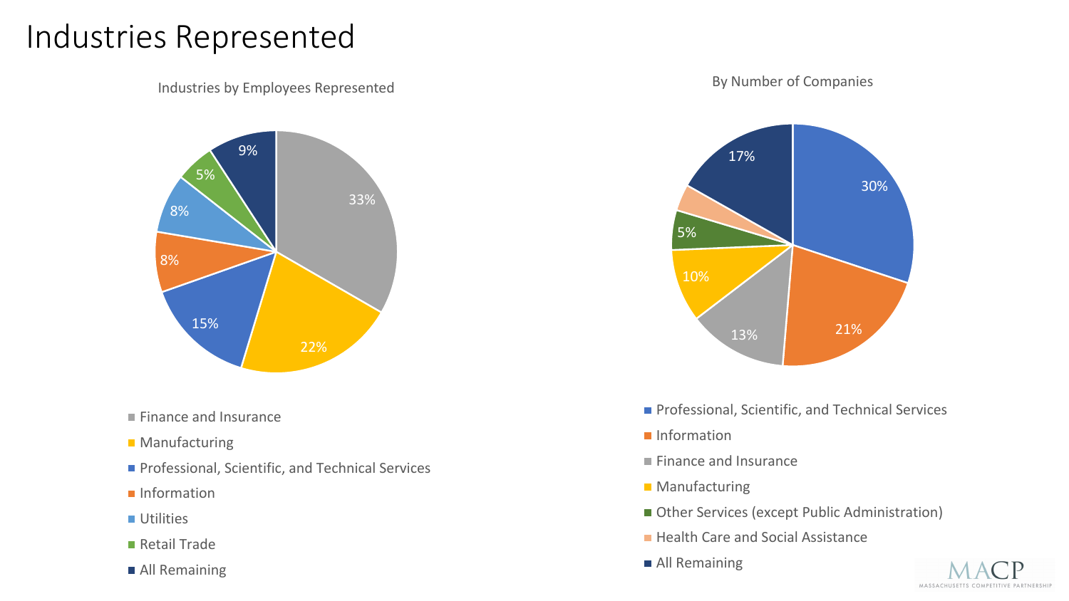# Industries Represented

**Industries by Employees Represented**

| Industry | Share |
|---|---|
| Finance and Insurance | 33% |
| Manufacturing | 22% |
| Professional, Scientific, and Technical Services | 15% |
| Information | 8% |
| Utilities | 8% |
| Retail Trade | 5% |
| All Remaining | 9% |

**By Number of Companies**

| Industry | Share |
|---|---|
| Professional, Scientific, and Technical Services | 30% |
| Information | 21% |
| Finance and Insurance | 13% |
| Manufacturing | 10% |
| Other Services (except Public Administration) | 5% |
| Health Care and Social Assistance | |
| All Remaining | 17% |

MACP
MASSACHUSETTS COMPETITIVE PARTNERSHIP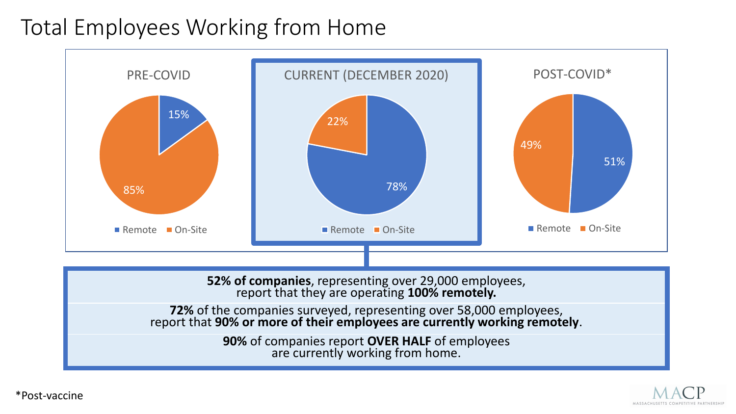# Total Employees Working from Home

| | Remote | On-Site |
|---|---|---|
| PRE-COVID | 15% | 85% |
| CURRENT (DECEMBER 2020) | 78% | 22% |
| POST-COVID* | 51% | 49% |

**52% of companies**, representing over 29,000 employees, report that they are operating **100% remotely.**

**72%** of the companies surveyed, representing over 58,000 employees, report that **90% or more of their employees are currently working remotely**.

**90%** of companies report **OVER HALF** of employees are currently working from home.

*Post-vaccine

MACP
MASSACHUSETTS COMPETITIVE PARTNERSHIP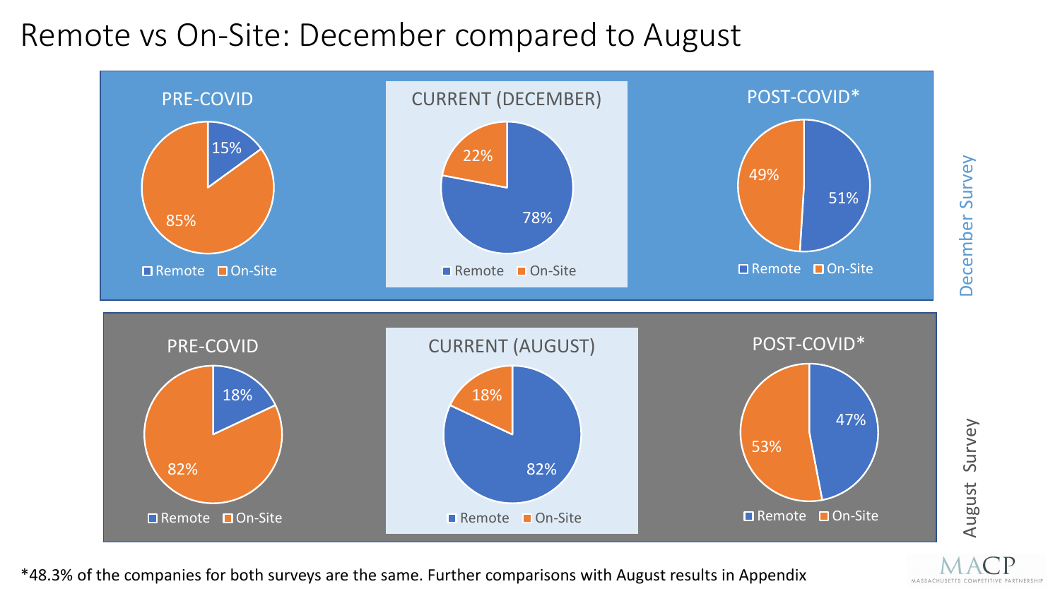# Remote vs On-Site: December compared to August

## December Survey

| | Remote | On-Site |
|---|---|---|
| PRE-COVID | 15% | 85% |
| CURRENT (DECEMBER) | 78% | 22% |
| POST-COVID* | 51% | 49% |

## August Survey

| | Remote | On-Site |
|---|---|---|
| PRE-COVID | 18% | 82% |
| CURRENT (AUGUST) | 82% | 18% |
| POST-COVID* | 47% | 53% |

*48.3% of the companies for both surveys are the same. Further comparisons with August results in Appendix

MACP
MASSACHUSETTS COMPETITIVE PARTNERSHIP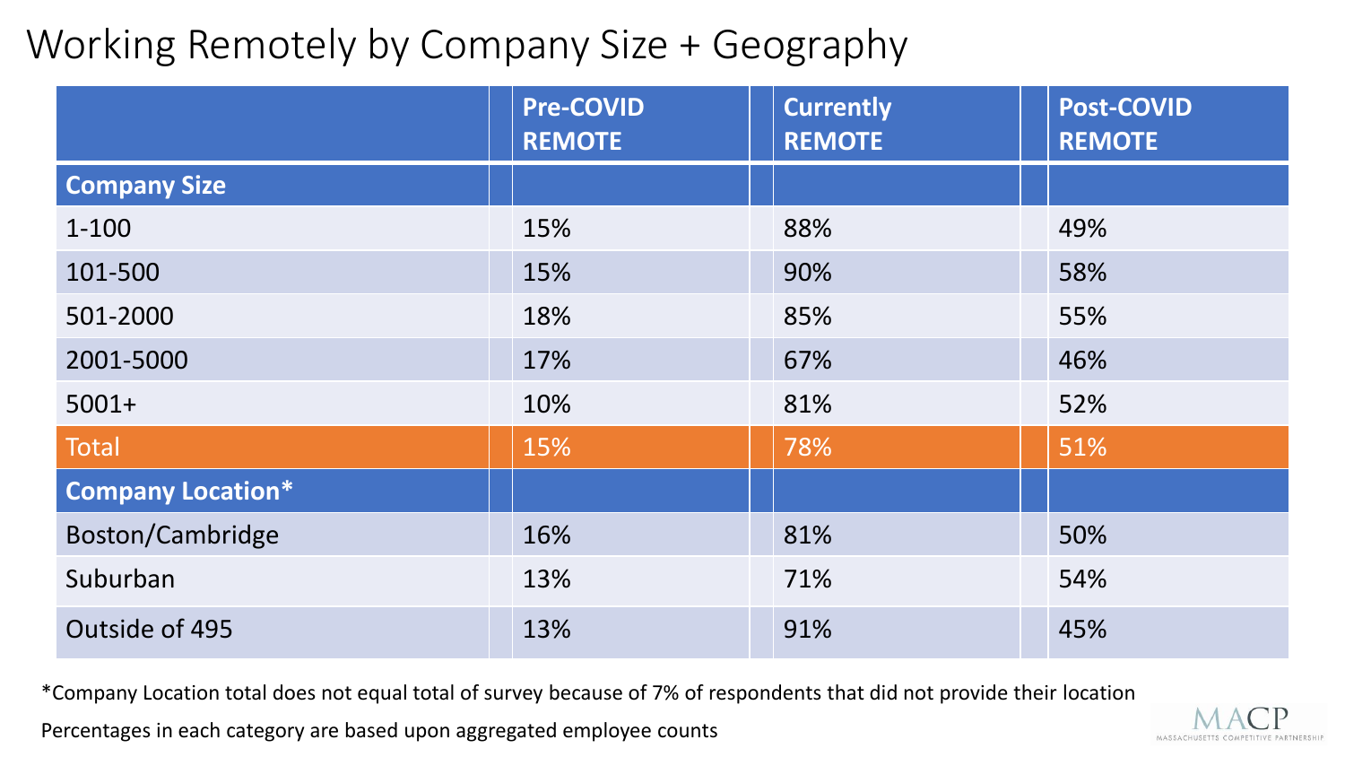# Working Remotely by Company Size + Geography

| | Pre-COVID REMOTE | Currently REMOTE | Post-COVID REMOTE |
|---|---|---|---|
| **Company Size** | | | |
| 1-100 | 15% | 88% | 49% |
| 101-500 | 15% | 90% | 58% |
| 501-2000 | 18% | 85% | 55% |
| 2001-5000 | 17% | 67% | 46% |
| 5001+ | 10% | 81% | 52% |
| Total | 15% | 78% | 51% |
| **Company Location*** | | | |
| Boston/Cambridge | 16% | 81% | 50% |
| Suburban | 13% | 71% | 54% |
| Outside of 495 | 13% | 91% | 45% |

*Company Location total does not equal total of survey because of 7% of respondents that did not provide their location

Percentages in each category are based upon aggregated employee counts

MACP
MASSACHUSETTS COMPETITIVE PARTNERSHIP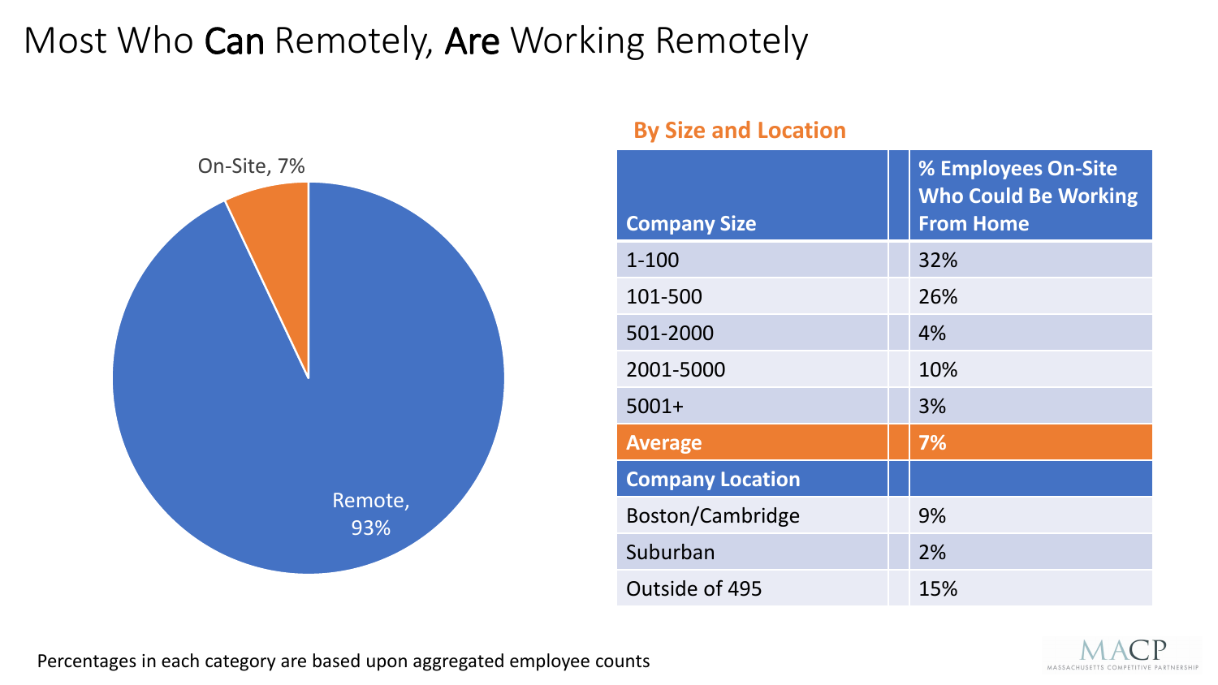# Most Who **Can** Remotely, **Are** Working Remotely

On-Site, 7%

Remote, 93%

**By Size and Location**

| Company Size | % Employees On-Site Who Could Be Working From Home |
|---|---|
| 1-100 | 32% |
| 101-500 | 26% |
| 501-2000 | 4% |
| 2001-5000 | 10% |
| 5001+ | 3% |
| **Average** | **7%** |
| **Company Location** | |
| Boston/Cambridge | 9% |
| Suburban | 2% |
| Outside of 495 | 15% |

Percentages in each category are based upon aggregated employee counts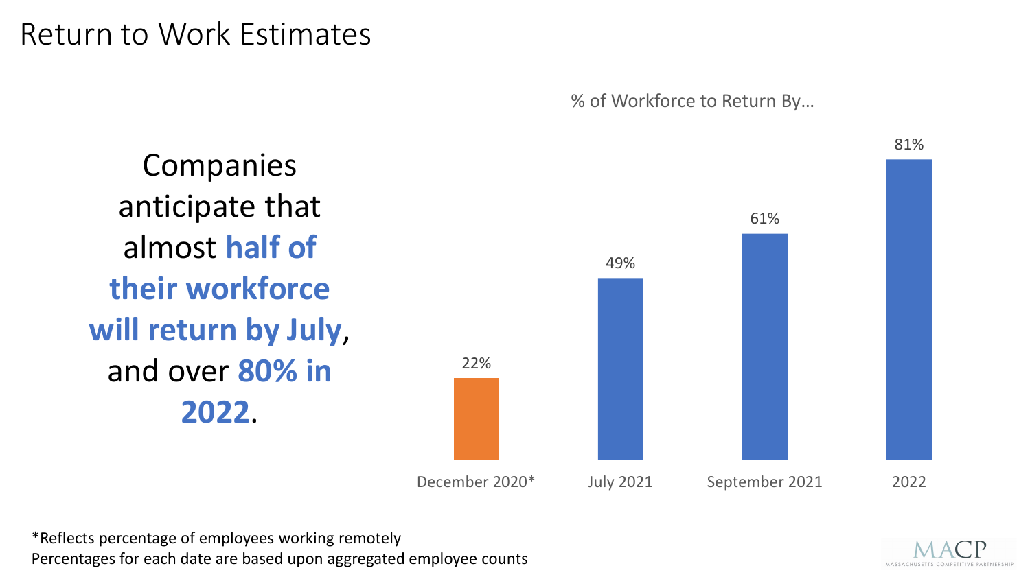# Return to Work Estimates

Companies anticipate that almost **half of their workforce will return by July**, and over **80% in 2022**.

% of Workforce to Return By…

| December 2020* | July 2021 | September 2021 | 2022 |
|---|---|---|---|
| 22% | 49% | 61% | 81% |

*Reflects percentage of employees working remotely
Percentages for each date are based upon aggregated employee counts

MACP
MASSACHUSETTS COMPETITIVE PARTNERSHIP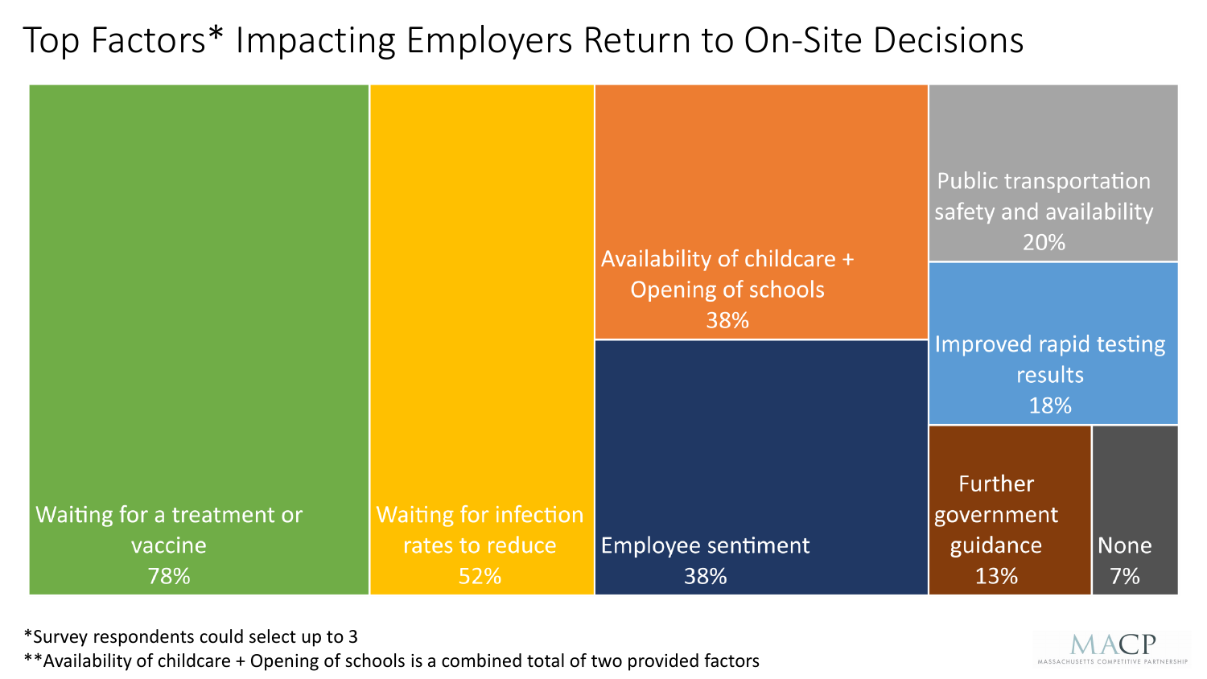# Top Factors* Impacting Employers Return to On-Site Decisions

| Factor | Percentage |
| --- | --- |
| Waiting for a treatment or vaccine | 78% |
| Waiting for infection rates to reduce | 52% |
| Availability of childcare + Opening of schools | 38% |
| Employee sentiment | 38% |
| Public transportation safety and availability | 20% |
| Improved rapid testing results | 18% |
| Further government guidance | 13% |
| None | 7% |

*Survey respondents could select up to 3

**Availability of childcare + Opening of schools is a combined total of two provided factors

MACP
MASSACHUSETTS COMPETITIVE PARTNERSHIP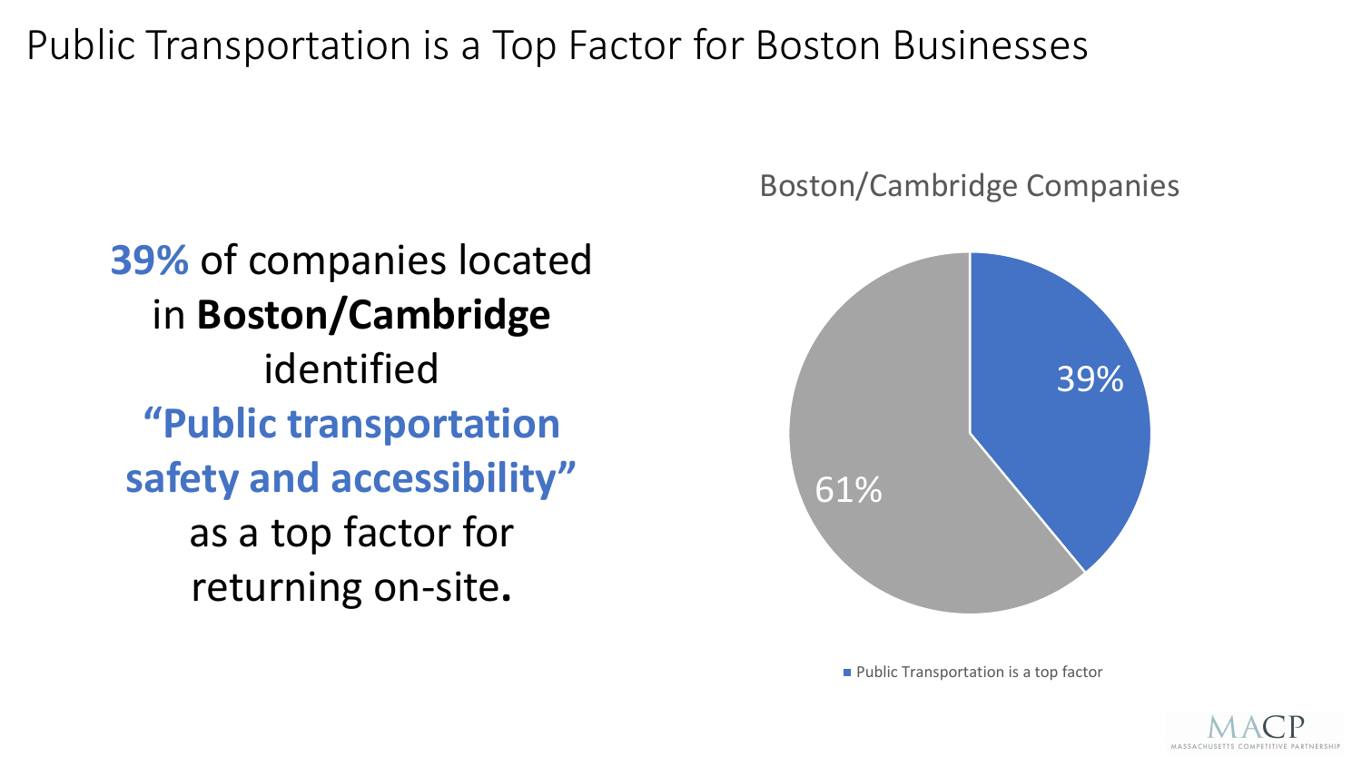# Public Transportation is a Top Factor for Boston Businesses

**39%** of companies located in **Boston/Cambridge** identified **"Public transportation safety and accessibility"** as a top factor for returning on-site.

Boston/Cambridge Companies

39%

61%

Public Transportation is a top factor

MACP
MASSACHUSETTS COMPETITIVE PARTNERSHIP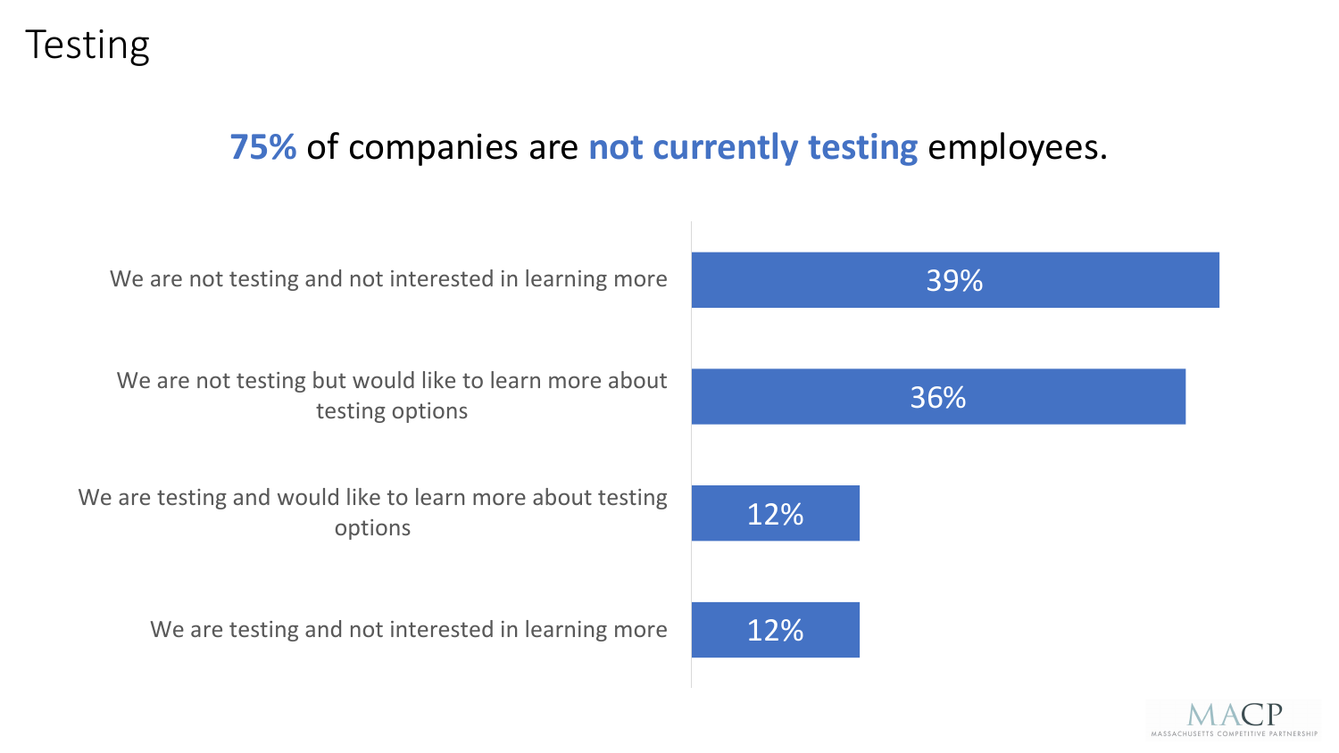# Testing

## **75%** of companies are **not currently testing** employees.

| Response | Percentage |
| --- | --- |
| We are not testing and not interested in learning more | 39% |
| We are not testing but would like to learn more about testing options | 36% |
| We are testing and would like to learn more about testing options | 12% |
| We are testing and not interested in learning more | 12% |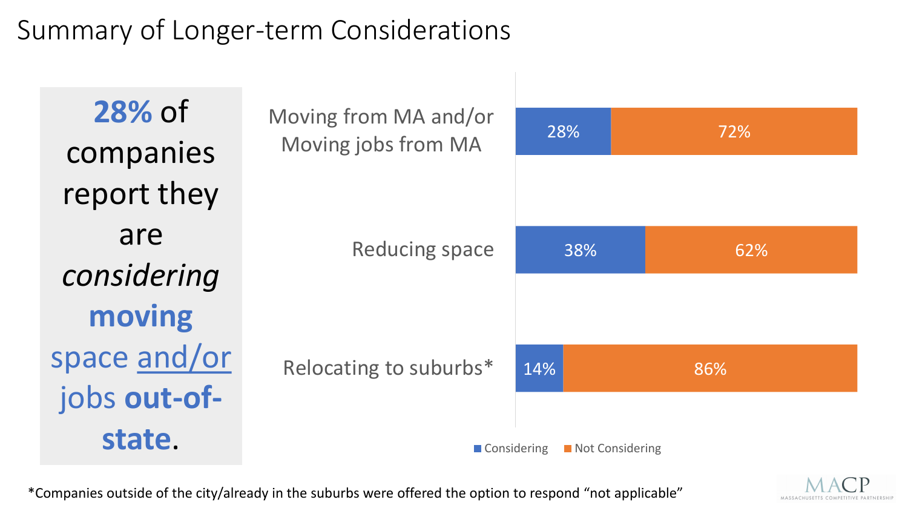# Summary of Longer-term Considerations

**28%** of companies report they are *considering* **moving** space and/or jobs **out-of-state**.

| | Considering | Not Considering |
|---|---|---|
| Moving from MA and/or Moving jobs from MA | 28% | 72% |
| Reducing space | 38% | 62% |
| Relocating to suburbs* | 14% | 86% |

*Companies outside of the city/already in the suburbs were offered the option to respond "not applicable"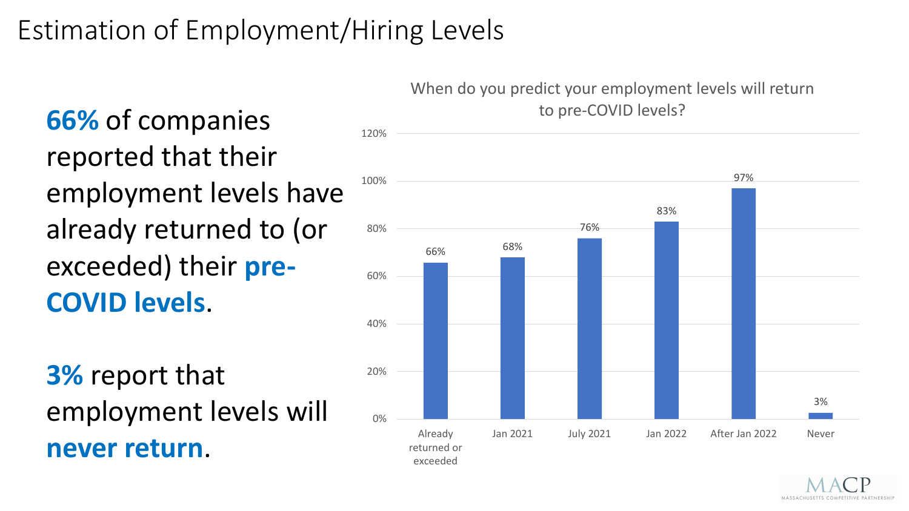# Estimation of Employment/Hiring Levels

**66%** of companies reported that their employment levels have already returned to (or exceeded) their **pre-COVID levels**.

**3%** report that employment levels will **never return**.

When do you predict your employment levels will return to pre-COVID levels?

| Response | Percentage |
| --- | --- |
| Already returned or exceeded | 66% |
| Jan 2021 | 68% |
| July 2021 | 76% |
| Jan 2022 | 83% |
| After Jan 2022 | 97% |
| Never | 3% |

MACP
MASSACHUSETTS COMPETITIVE PARTNERSHIP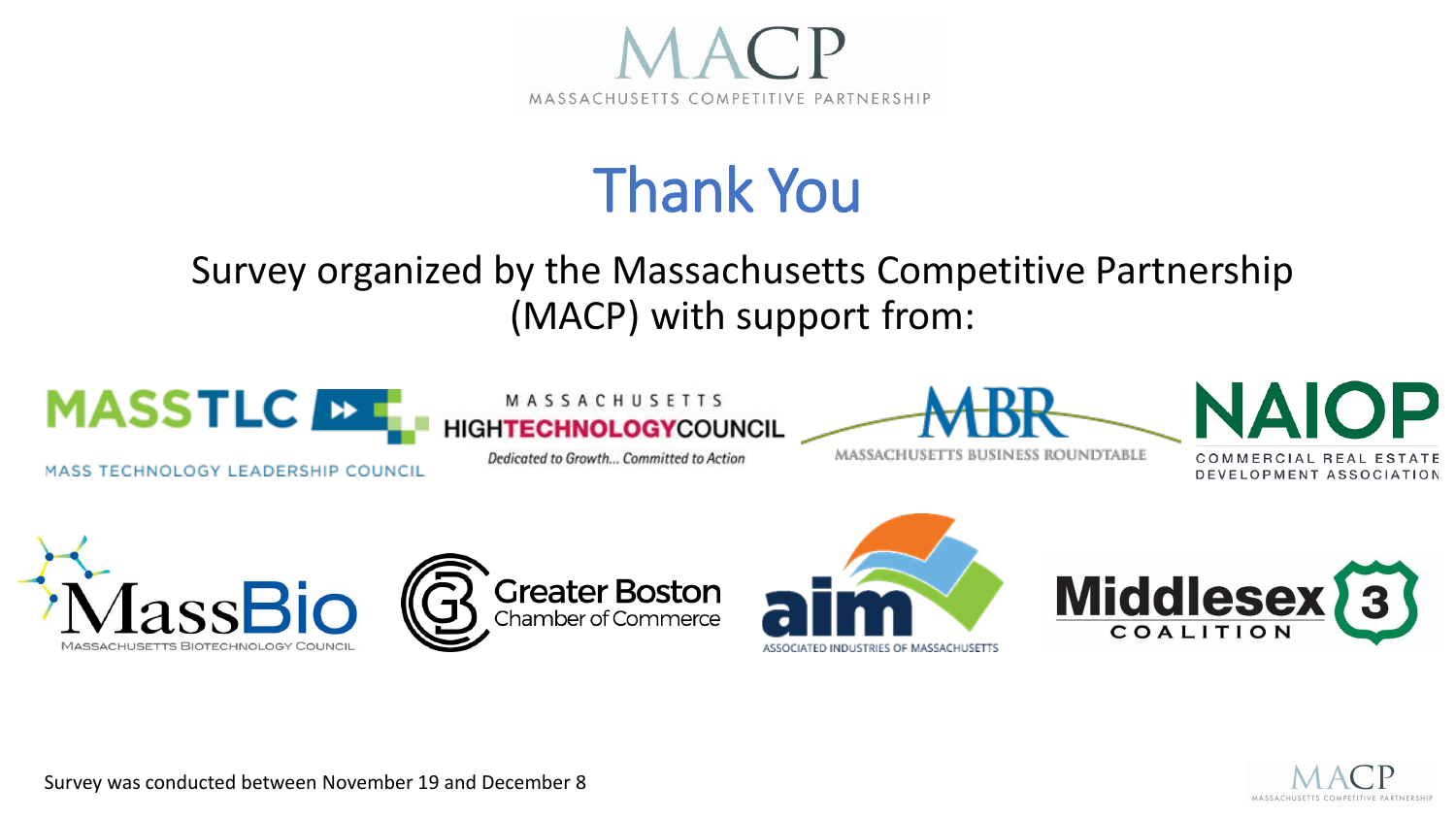MACP

MASSACHUSETTS COMPETITIVE PARTNERSHIP

# Thank You

Survey organized by the Massachusetts Competitive Partnership (MACP) with support from:

MASSTLC — MASS TECHNOLOGY LEADERSHIP COUNCIL

MASSACHUSETTS HIGHTECHNOLOGYCOUNCIL — *Dedicated to Growth... Committed to Action*

MBR — MASSACHUSETTS BUSINESS ROUNDTABLE

NAIOP — COMMERCIAL REAL ESTATE DEVELOPMENT ASSOCIATION

MassBio — MASSACHUSETTS BIOTECHNOLOGY COUNCIL

Greater Boston Chamber of Commerce

aim — ASSOCIATED INDUSTRIES OF MASSACHUSETTS

Middlesex 3 COALITION

Survey was conducted between November 19 and December 8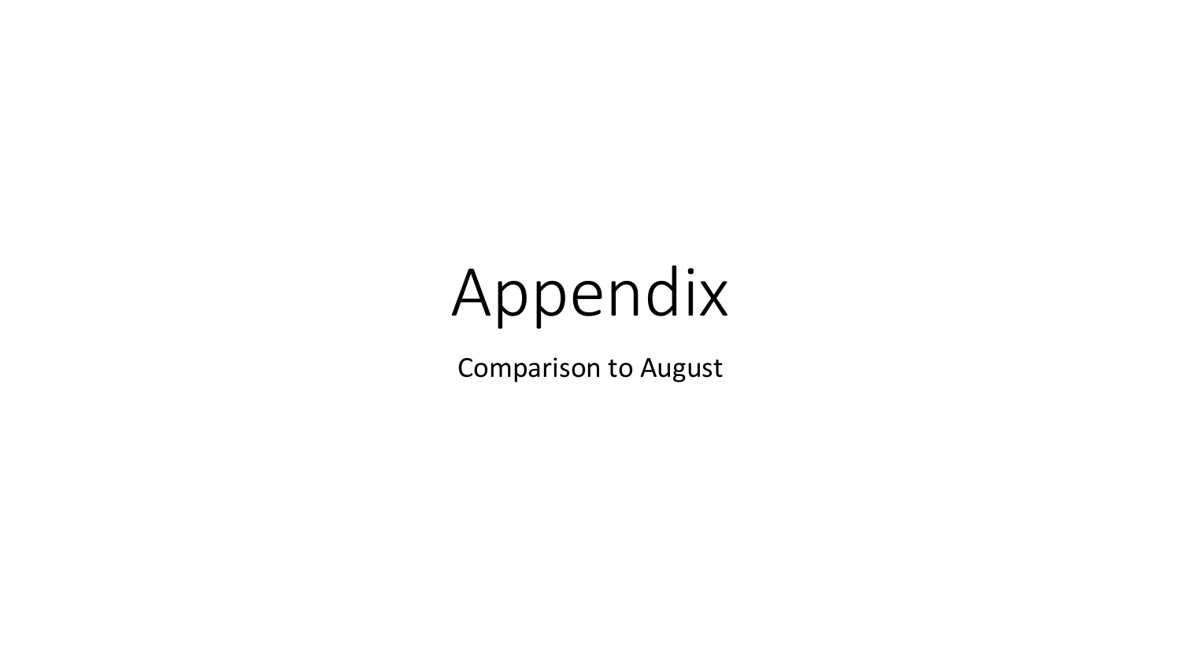# Appendix

Comparison to August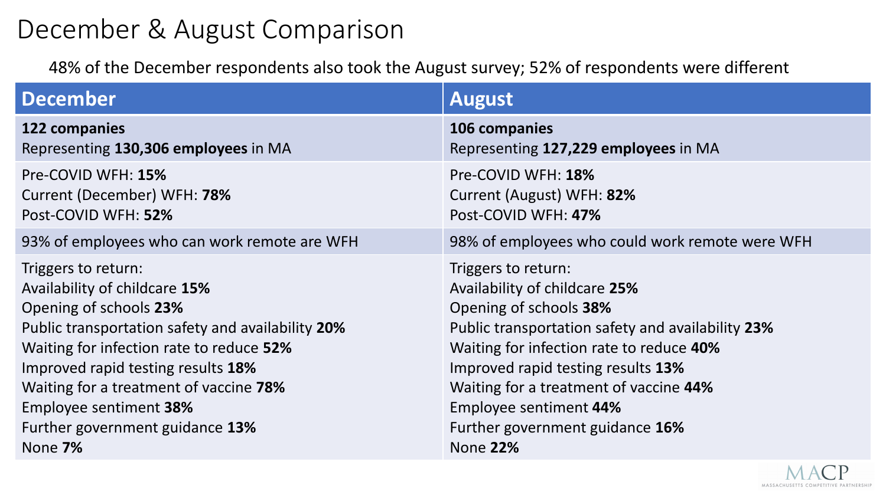# December & August Comparison

48% of the December respondents also took the August survey; 52% of respondents were different

| December | August |
|---|---|
| **122 companies**<br>Representing **130,306 employees** in MA | **106 companies**<br>Representing **127,229 employees** in MA |
| Pre-COVID WFH: **15%**<br>Current (December) WFH: **78%**<br>Post-COVID WFH: **52%** | Pre-COVID WFH: **18%**<br>Current (August) WFH: **82%**<br>Post-COVID WFH: **47%** |
| 93% of employees who can work remote are WFH | 98% of employees who could work remote were WFH |
| Triggers to return:<br>Availability of childcare **15%**<br>Opening of schools **23%**<br>Public transportation safety and availability **20%**<br>Waiting for infection rate to reduce **52%**<br>Improved rapid testing results **18%**<br>Waiting for a treatment of vaccine **78%**<br>Employee sentiment **38%**<br>Further government guidance **13%**<br>None **7%** | Triggers to return:<br>Availability of childcare **25%**<br>Opening of schools **38%**<br>Public transportation safety and availability **23%**<br>Waiting for infection rate to reduce **40%**<br>Improved rapid testing results **13%**<br>Waiting for a treatment of vaccine **44%**<br>Employee sentiment **44%**<br>Further government guidance **16%**<br>None **22%** |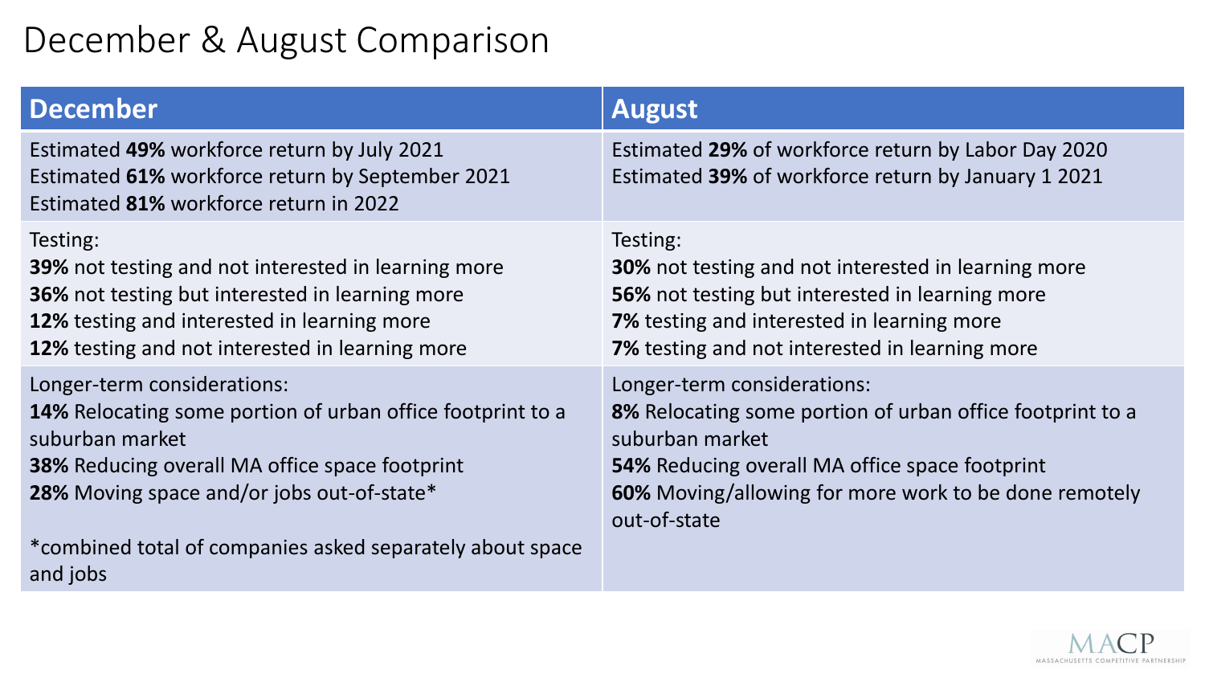# December & August Comparison

| December | August |
| --- | --- |
| Estimated **49%** workforce return by July 2021<br>Estimated **61%** workforce return by September 2021<br>Estimated **81%** workforce return in 2022 | Estimated **29%** of workforce return by Labor Day 2020<br>Estimated **39%** of workforce return by January 1 2021 |
| Testing:<br>**39%** not testing and not interested in learning more<br>**36%** not testing but interested in learning more<br>**12%** testing and interested in learning more<br>**12%** testing and not interested in learning more | Testing:<br>**30%** not testing and not interested in learning more<br>**56%** not testing but interested in learning more<br>**7%** testing and interested in learning more<br>**7%** testing and not interested in learning more |
| Longer-term considerations:<br>**14%** Relocating some portion of urban office footprint to a suburban market<br>**38%** Reducing overall MA office space footprint<br>**28%** Moving space and/or jobs out-of-state*<br><br>*combined total of companies asked separately about space and jobs | Longer-term considerations:<br>**8%** Relocating some portion of urban office footprint to a suburban market<br>**54%** Reducing overall MA office space footprint<br>**60%** Moving/allowing for more work to be done remotely out-of-state |